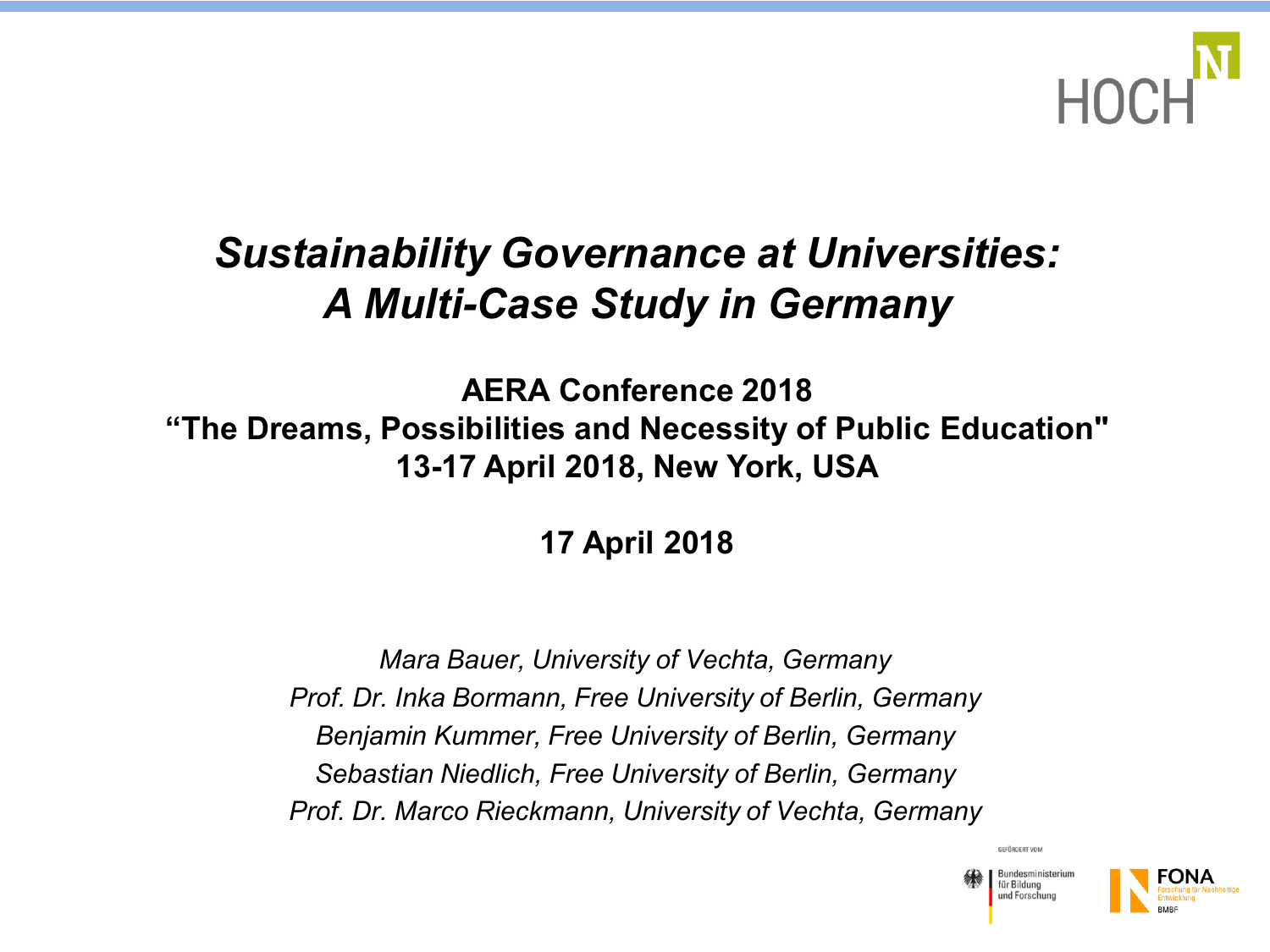# *Sustainability Governance at Universities: A Multi-Case Study in Germany*

**AERA Conference 2018**
**“The Dreams, Possibilities and Necessity of Public Education"**
**13-17 April 2018, New York, USA**

**17 April 2018**

*Mara Bauer, University of Vechta, Germany*
*Prof. Dr. Inka Bormann, Free University of Berlin, Germany*
*Benjamin Kummer, Free University of Berlin, Germany*
*Sebastian Niedlich, Free University of Berlin, Germany*
*Prof. Dr. Marco Rieckmann, University of Vechta, Germany*

GEFÖRDERT VOM

Bundesministerium für Bildung und Forschung

FONA Forschung für Nachhaltige Entwicklung BMBF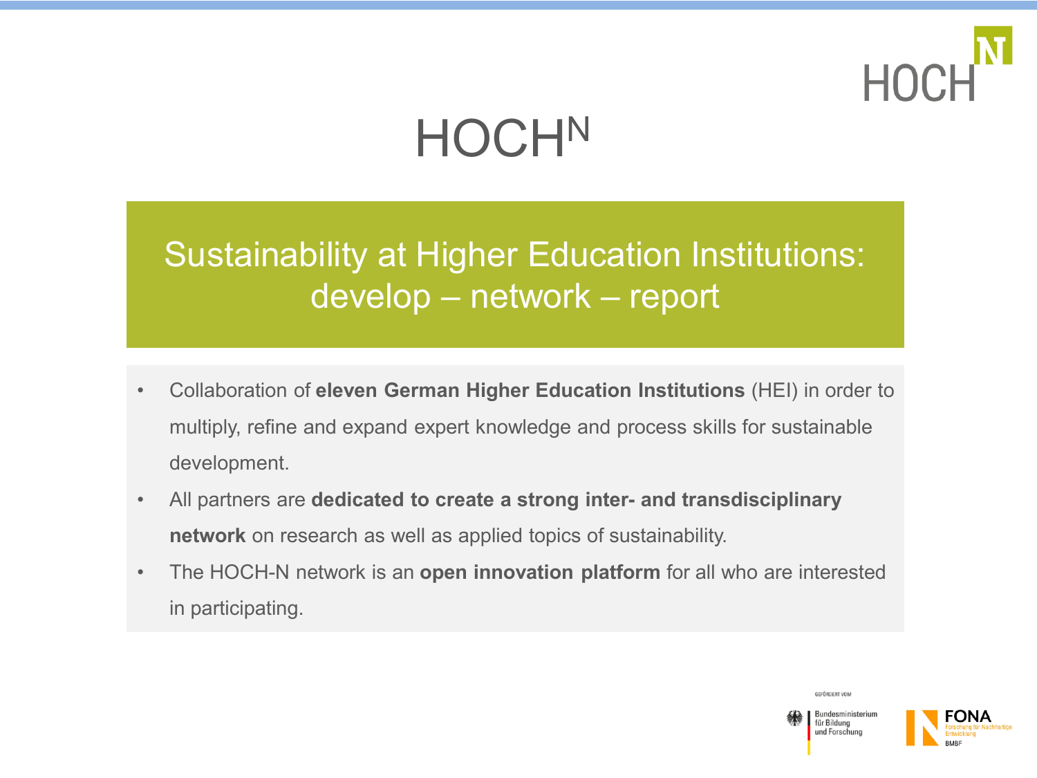# HOCH$^N$

## Sustainability at Higher Education Institutions: develop – network – report

- Collaboration of **eleven German Higher Education Institutions** (HEI) in order to multiply, refine and expand expert knowledge and process skills for sustainable development.
- All partners are **dedicated to create a strong inter- and transdisciplinary network** on research as well as applied topics of sustainability.
- The HOCH-N network is an **open innovation platform** for all who are interested in participating.

GEFÖRDERT VOM

Bundesministerium für Bildung und Forschung

FONA Forschung für Nachhaltige Entwicklung BMBF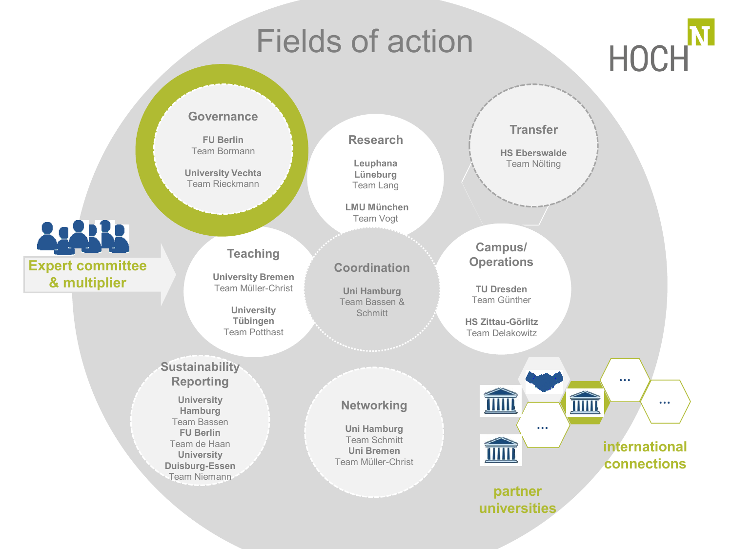# Fields of action

HOCH N

## Governance

**FU Berlin**
Team Bormann

**University Vechta**
Team Rieckmann

## Research

**Leuphana Lüneburg**
Team Lang

**LMU München**
Team Vogt

## Transfer

**HS Eberswalde**
Team Nölting

## Teaching

**University Bremen**
Team Müller-Christ

**University Tübingen**
Team Potthast

## Coordination

**Uni Hamburg**
Team Bassen & Schmitt

## Campus/ Operations

**TU Dresden**
Team Günther

**HS Zittau-Görlitz**
Team Delakowitz

## Sustainability Reporting

**University Hamburg**
Team Bassen

**FU Berlin**
Team de Haan

**University Duisburg-Essen**
Team Niemann

## Networking

**Uni Hamburg**
Team Schmitt

**Uni Bremen**
Team Müller-Christ

Expert committee & multiplier

partner universities

international connections

...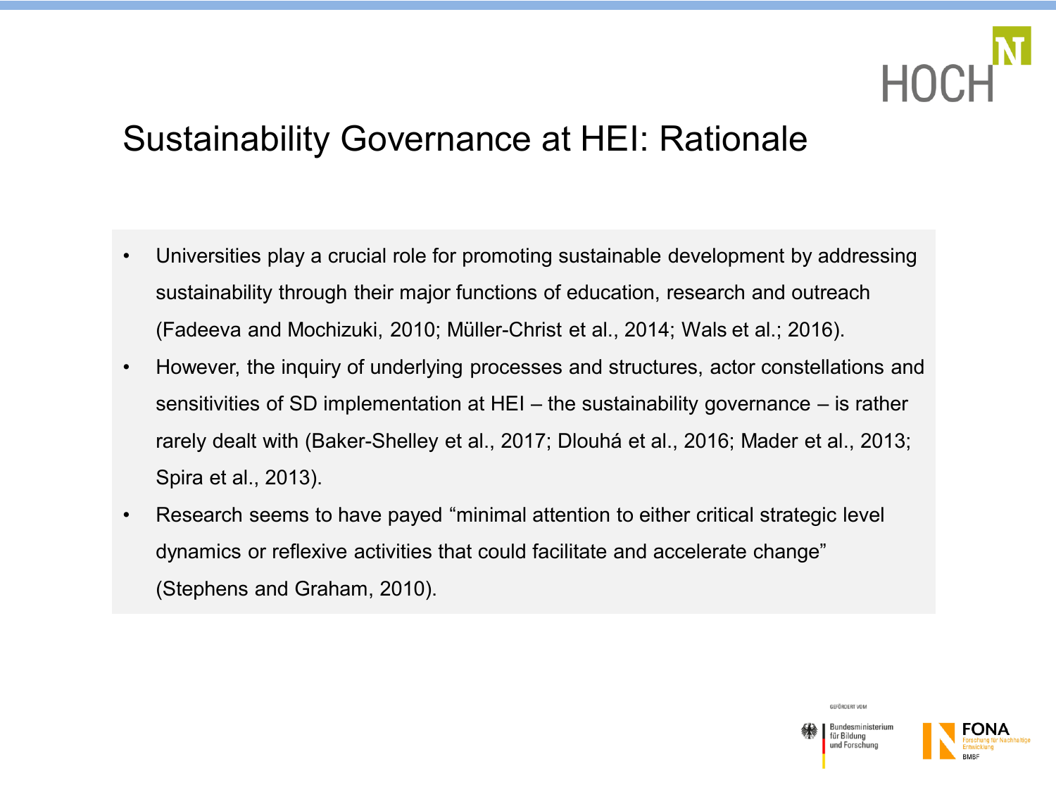# Sustainability Governance at HEI: Rationale

- Universities play a crucial role for promoting sustainable development by addressing sustainability through their major functions of education, research and outreach (Fadeeva and Mochizuki, 2010; Müller-Christ et al., 2014; Wals et al.; 2016).
- However, the inquiry of underlying processes and structures, actor constellations and sensitivities of SD implementation at HEI – the sustainability governance – is rather rarely dealt with (Baker-Shelley et al., 2017; Dlouhá et al., 2016; Mader et al., 2013; Spira et al., 2013).
- Research seems to have payed “minimal attention to either critical strategic level dynamics or reflexive activities that could facilitate and accelerate change” (Stephens and Graham, 2010).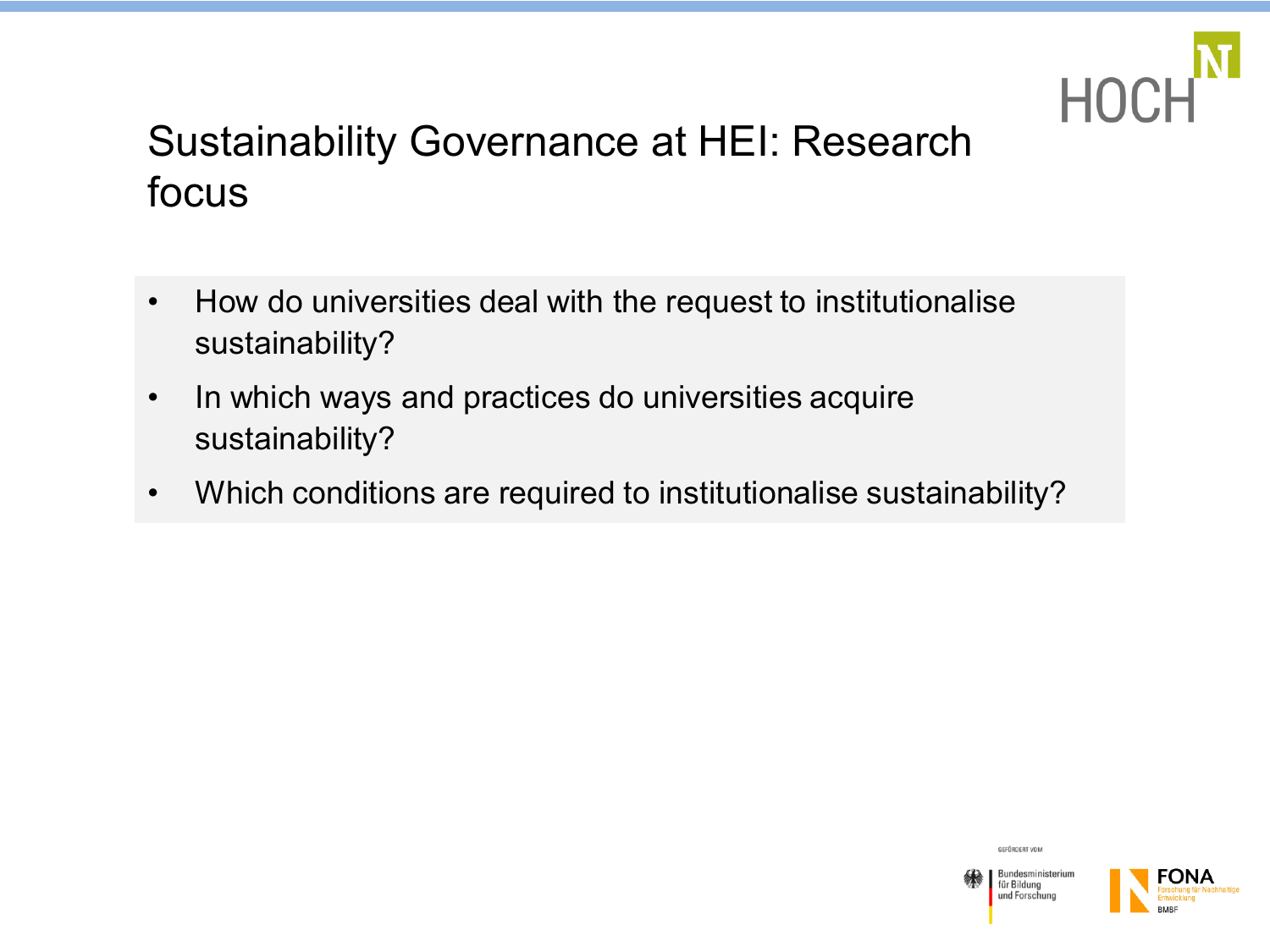# Sustainability Governance at HEI: Research focus

- How do universities deal with the request to institutionalise sustainability?
- In which ways and practices do universities acquire sustainability?
- Which conditions are required to institutionalise sustainability?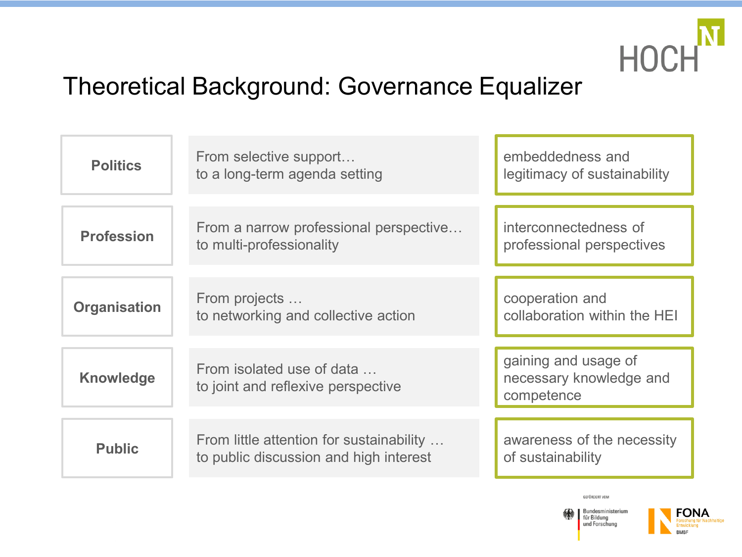# Theoretical Background: Governance Equalizer

| Dimension | Shift | Focus |
|---|---|---|
| **Politics** | From selective support… to a long-term agenda setting | embeddedness and legitimacy of sustainability |
| **Profession** | From a narrow professional perspective… to multi-professionality | interconnectedness of professional perspectives |
| **Organisation** | From projects … to networking and collective action | cooperation and collaboration within the HEI |
| **Knowledge** | From isolated use of data … to joint and reflexive perspective | gaining and usage of necessary knowledge and competence |
| **Public** | From little attention for sustainability … to public discussion and high interest | awareness of the necessity of sustainability |

GEFÖRDERT VOM

Bundesministerium für Bildung und Forschung

FONA Forschung für Nachhaltige Entwicklung BMBF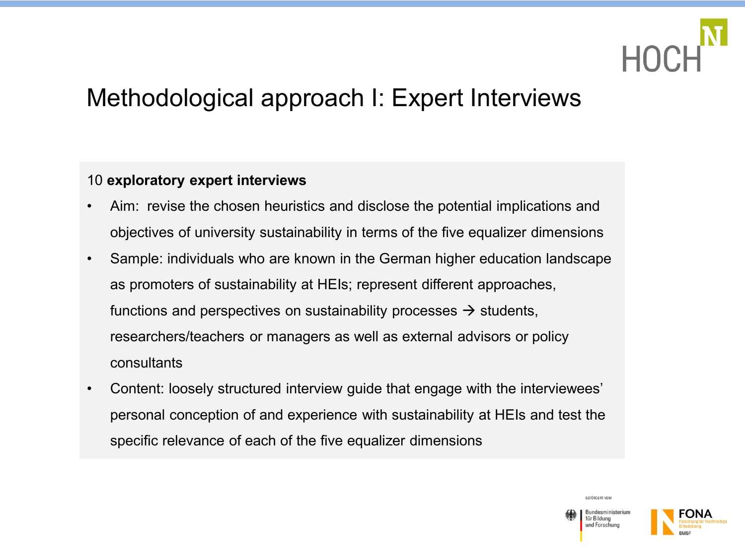# Methodological approach I: Expert Interviews

10 **exploratory expert interviews**

- Aim: revise the chosen heuristics and disclose the potential implications and objectives of university sustainability in terms of the five equalizer dimensions
- Sample: individuals who are known in the German higher education landscape as promoters of sustainability at HEIs; represent different approaches, functions and perspectives on sustainability processes → students, researchers/teachers or managers as well as external advisors or policy consultants
- Content: loosely structured interview guide that engage with the interviewees' personal conception of and experience with sustainability at HEIs and test the specific relevance of each of the five equalizer dimensions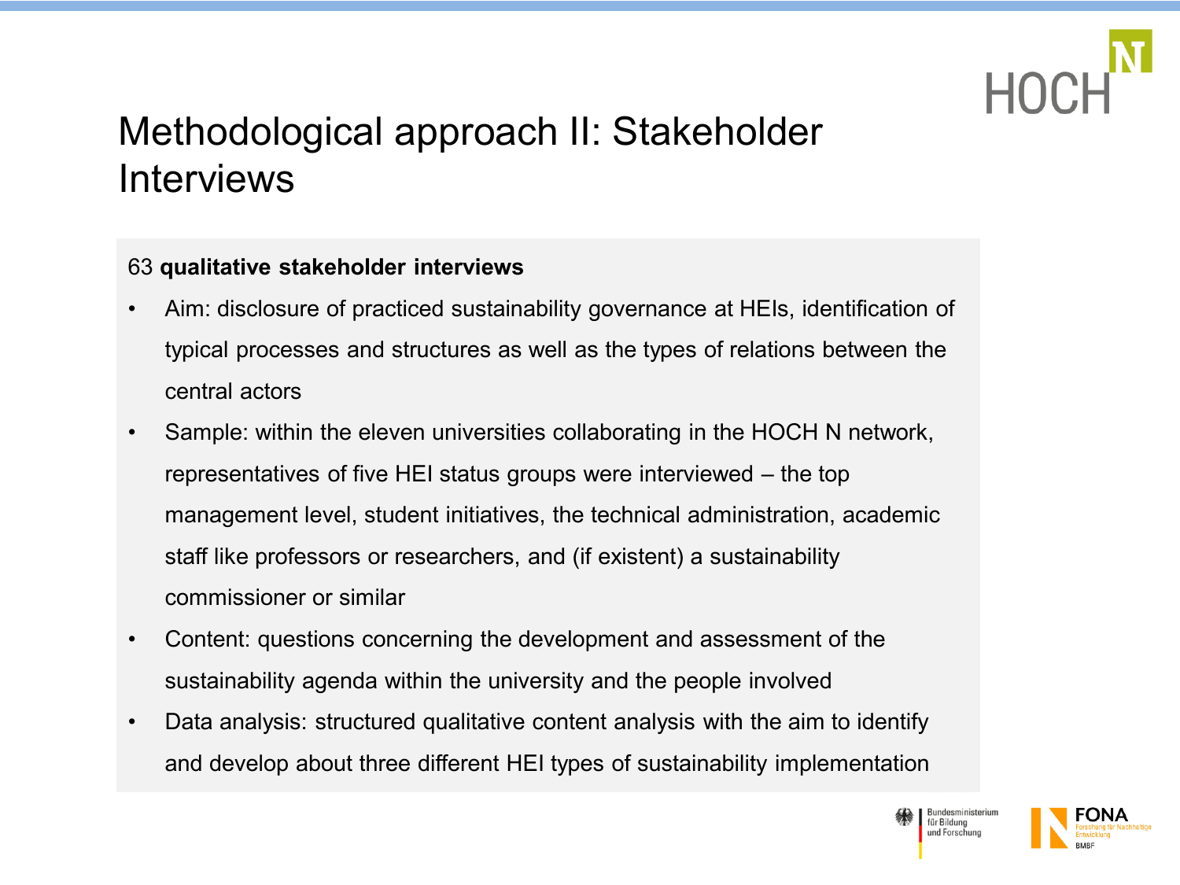# Methodological approach II: Stakeholder Interviews

63 **qualitative stakeholder interviews**

- Aim: disclosure of practiced sustainability governance at HEIs, identification of typical processes and structures as well as the types of relations between the central actors
- Sample: within the eleven universities collaborating in the HOCH N network, representatives of five HEI status groups were interviewed – the top management level, student initiatives, the technical administration, academic staff like professors or researchers, and (if existent) a sustainability commissioner or similar
- Content: questions concerning the development and assessment of the sustainability agenda within the university and the people involved
- Data analysis: structured qualitative content analysis with the aim to identify and develop about three different HEI types of sustainability implementation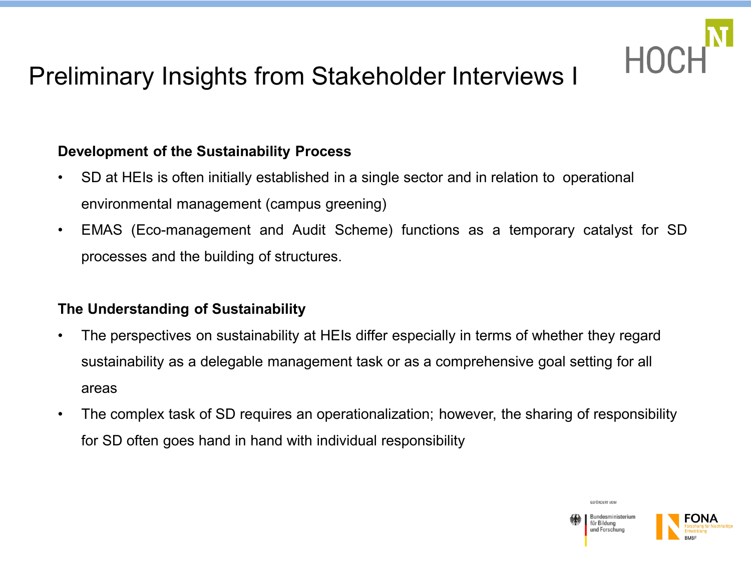# Preliminary Insights from Stakeholder Interviews I

**Development of the Sustainability Process**

- SD at HEIs is often initially established in a single sector and in relation to operational environmental management (campus greening)
- EMAS (Eco-management and Audit Scheme) functions as a temporary catalyst for SD processes and the building of structures.

**The Understanding of Sustainability**

- The perspectives on sustainability at HEIs differ especially in terms of whether they regard sustainability as a delegable management task or as a comprehensive goal setting for all areas
- The complex task of SD requires an operationalization; however, the sharing of responsibility for SD often goes hand in hand with individual responsibility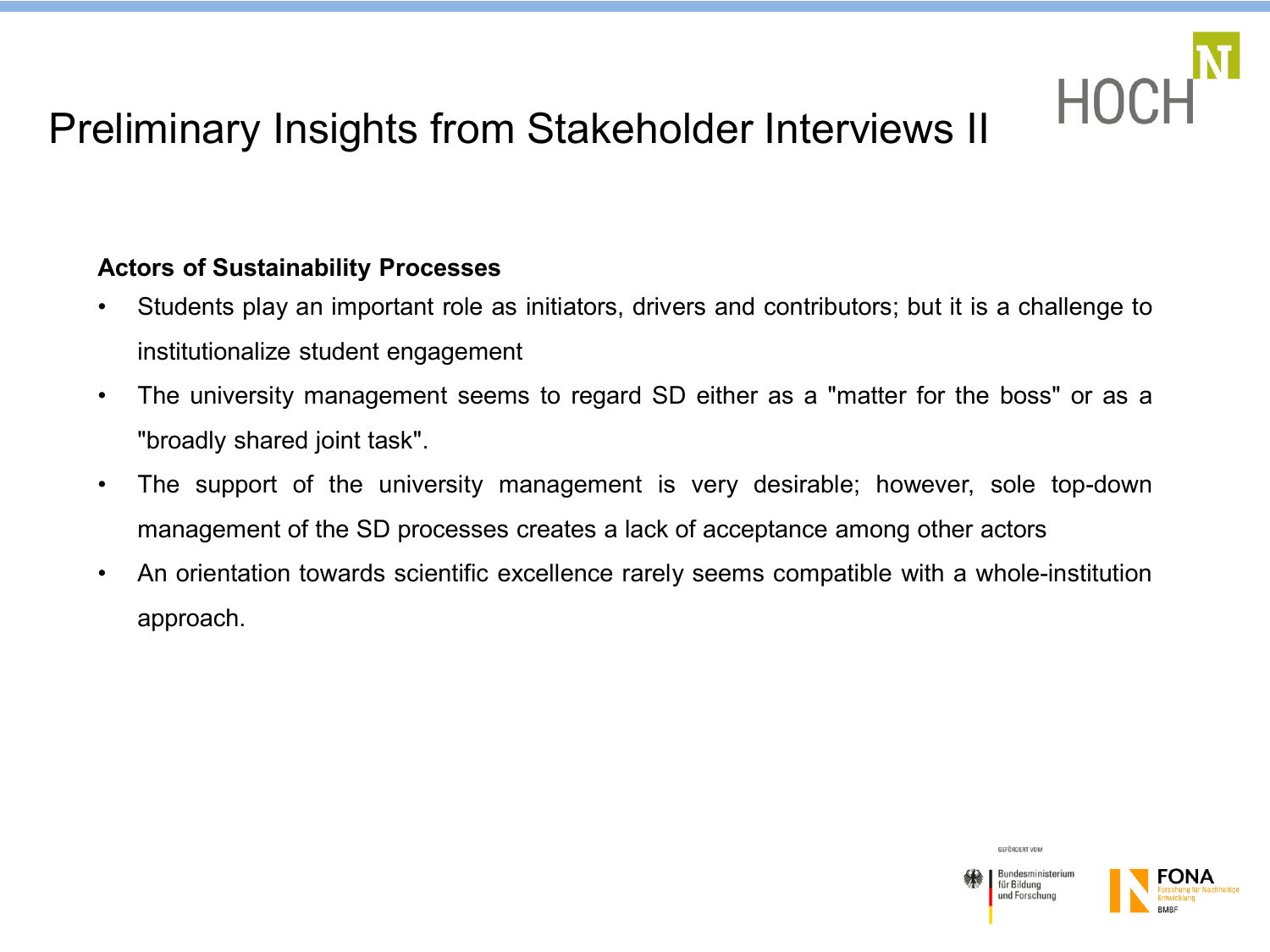# Preliminary Insights from Stakeholder Interviews II

**Actors of Sustainability Processes**

- Students play an important role as initiators, drivers and contributors; but it is a challenge to institutionalize student engagement
- The university management seems to regard SD either as a "matter for the boss" or as a "broadly shared joint task".
- The support of the university management is very desirable; however, sole top-down management of the SD processes creates a lack of acceptance among other actors
- An orientation towards scientific excellence rarely seems compatible with a whole-institution approach.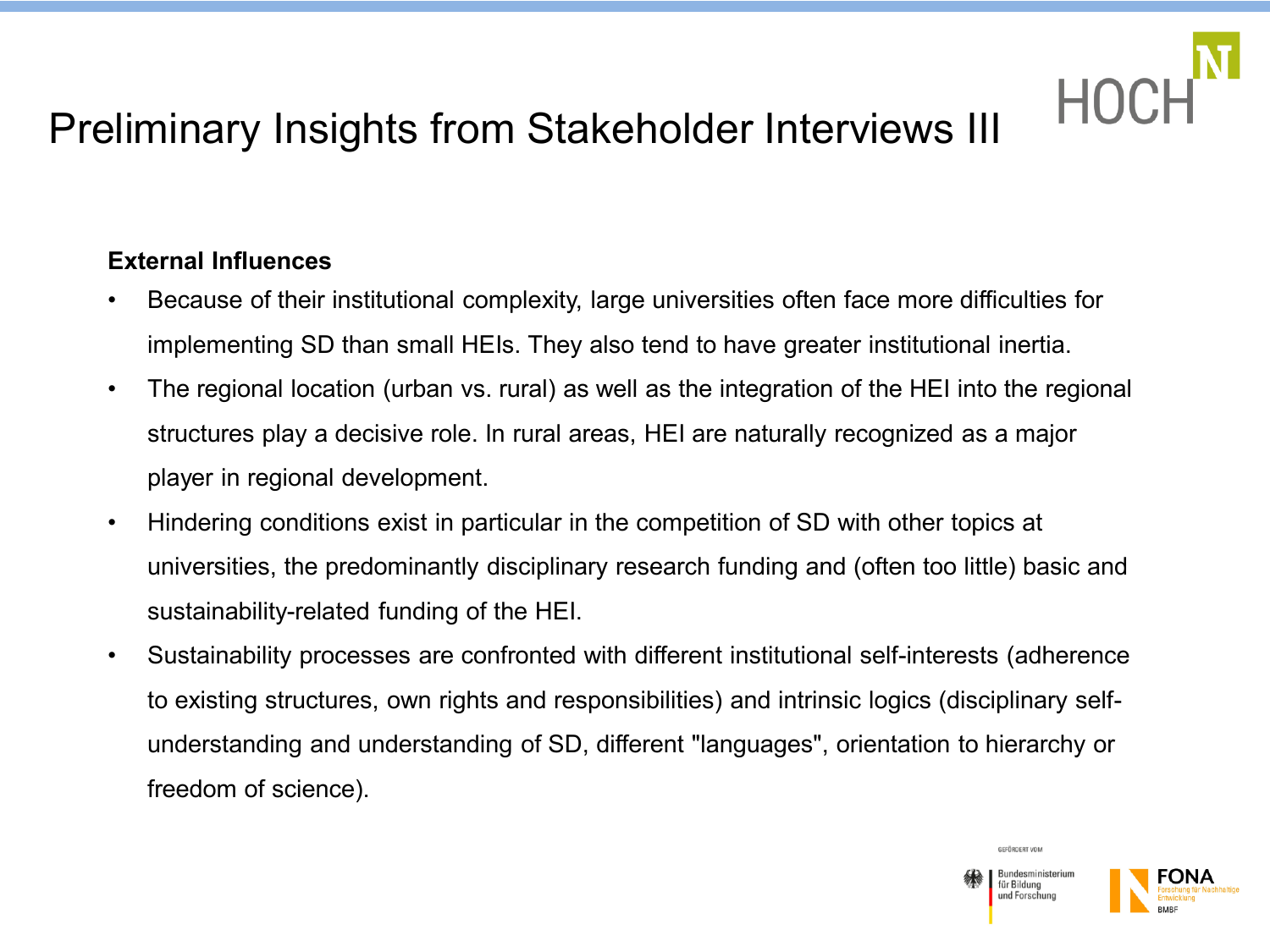# Preliminary Insights from Stakeholder Interviews III

**External Influences**

- Because of their institutional complexity, large universities often face more difficulties for implementing SD than small HEIs. They also tend to have greater institutional inertia.
- The regional location (urban vs. rural) as well as the integration of the HEI into the regional structures play a decisive role. In rural areas, HEI are naturally recognized as a major player in regional development.
- Hindering conditions exist in particular in the competition of SD with other topics at universities, the predominantly disciplinary research funding and (often too little) basic and sustainability-related funding of the HEI.
- Sustainability processes are confronted with different institutional self-interests (adherence to existing structures, own rights and responsibilities) and intrinsic logics (disciplinary self-understanding and understanding of SD, different "languages", orientation to hierarchy or freedom of science).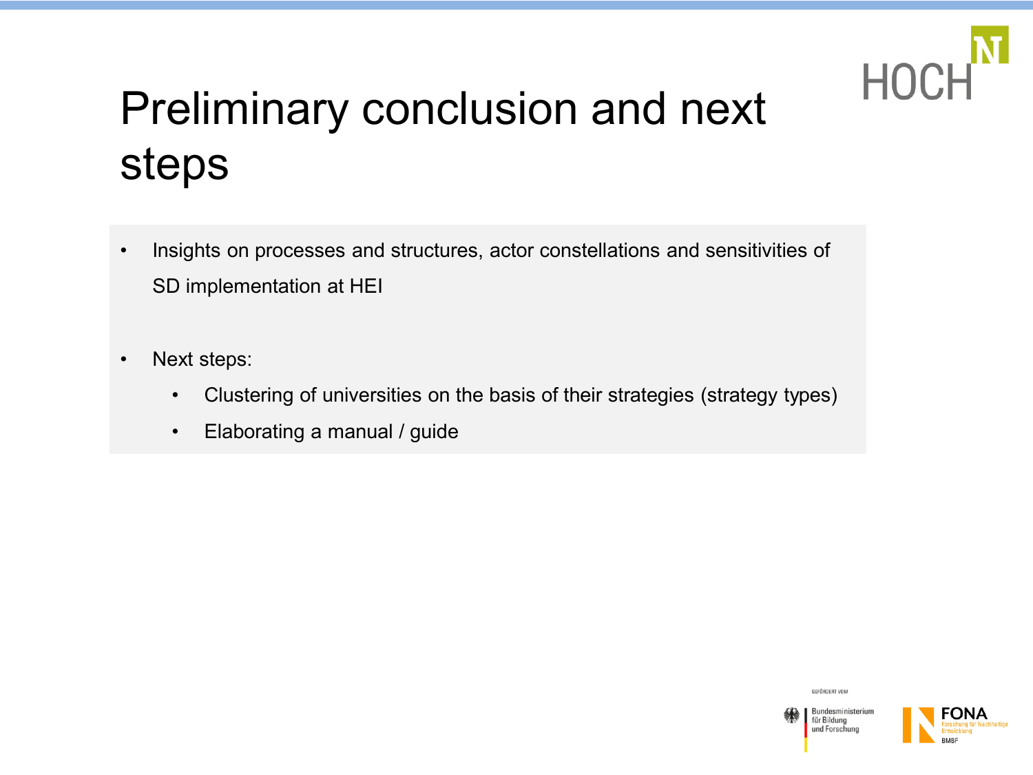# Preliminary conclusion and next steps

- Insights on processes and structures, actor constellations and sensitivities of SD implementation at HEI
- Next steps:
  - Clustering of universities on the basis of their strategies (strategy types)
  - Elaborating a manual / guide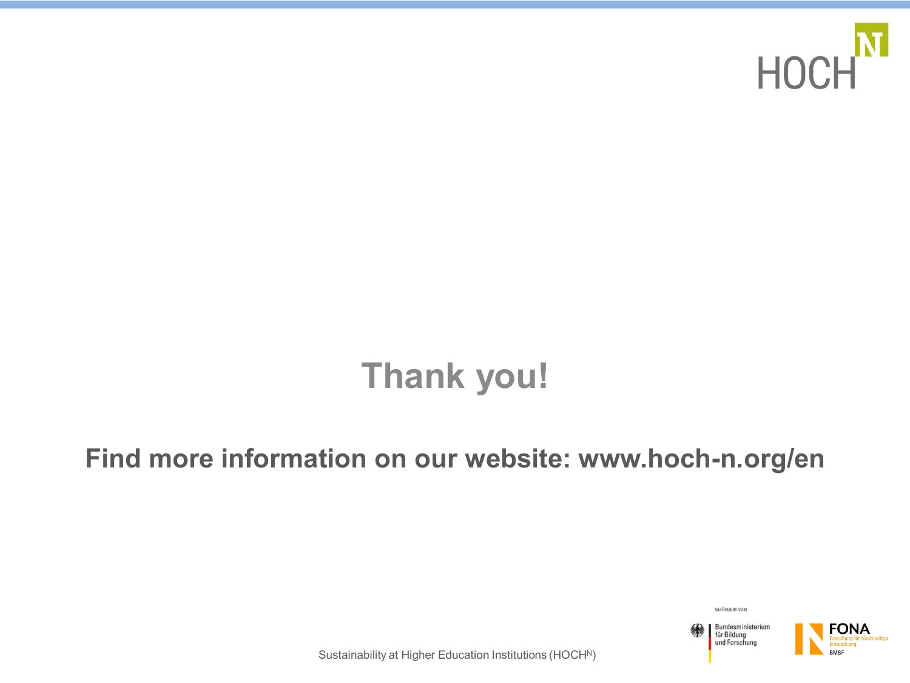# Thank you!

**Find more information on our website: www.hoch-n.org/en**